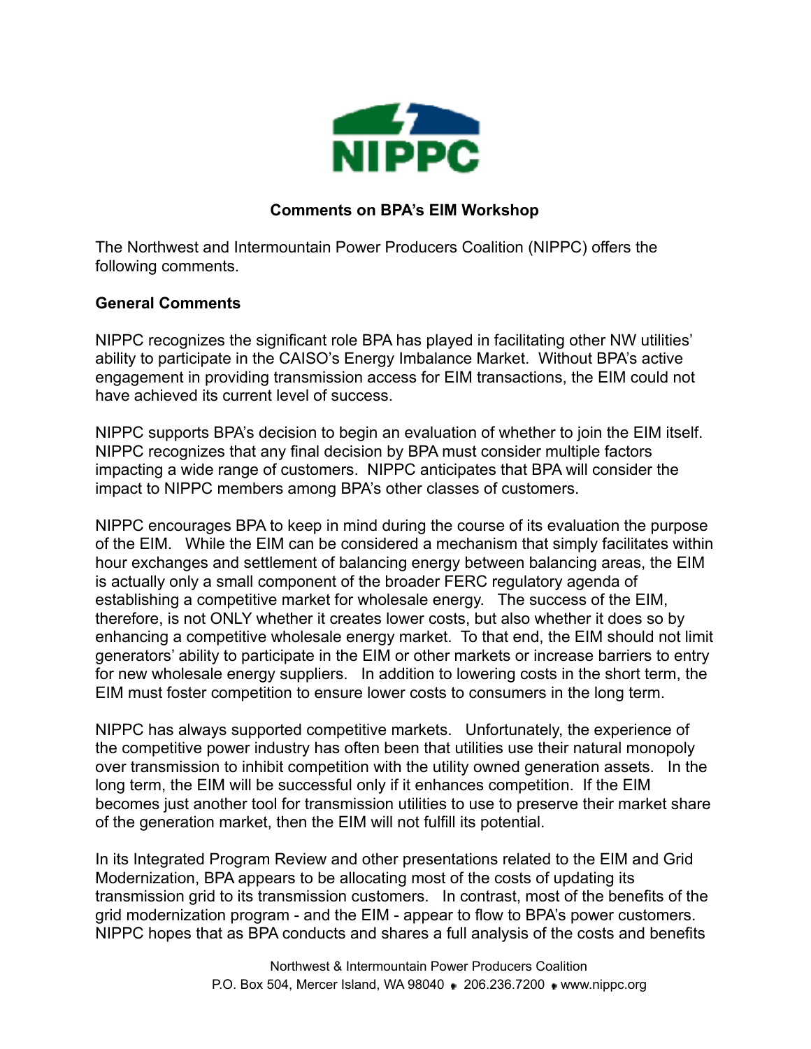# NIPPC

## Comments on BPA's EIM Workshop

The Northwest and Intermountain Power Producers Coalition (NIPPC) offers the following comments.

### General Comments

NIPPC recognizes the significant role BPA has played in facilitating other NW utilities' ability to participate in the CAISO's Energy Imbalance Market. Without BPA's active engagement in providing transmission access for EIM transactions, the EIM could not have achieved its current level of success.

NIPPC supports BPA's decision to begin an evaluation of whether to join the EIM itself. NIPPC recognizes that any final decision by BPA must consider multiple factors impacting a wide range of customers. NIPPC anticipates that BPA will consider the impact to NIPPC members among BPA's other classes of customers.

NIPPC encourages BPA to keep in mind during the course of its evaluation the purpose of the EIM. While the EIM can be considered a mechanism that simply facilitates within hour exchanges and settlement of balancing energy between balancing areas, the EIM is actually only a small component of the broader FERC regulatory agenda of establishing a competitive market for wholesale energy. The success of the EIM, therefore, is not ONLY whether it creates lower costs, but also whether it does so by enhancing a competitive wholesale energy market. To that end, the EIM should not limit generators' ability to participate in the EIM or other markets or increase barriers to entry for new wholesale energy suppliers. In addition to lowering costs in the short term, the EIM must foster competition to ensure lower costs to consumers in the long term.

NIPPC has always supported competitive markets. Unfortunately, the experience of the competitive power industry has often been that utilities use their natural monopoly over transmission to inhibit competition with the utility owned generation assets. In the long term, the EIM will be successful only if it enhances competition. If the EIM becomes just another tool for transmission utilities to use to preserve their market share of the generation market, then the EIM will not fulfill its potential.

In its Integrated Program Review and other presentations related to the EIM and Grid Modernization, BPA appears to be allocating most of the costs of updating its transmission grid to its transmission customers. In contrast, most of the benefits of the grid modernization program - and the EIM - appear to flow to BPA's power customers. NIPPC hopes that as BPA conducts and shares a full analysis of the costs and benefits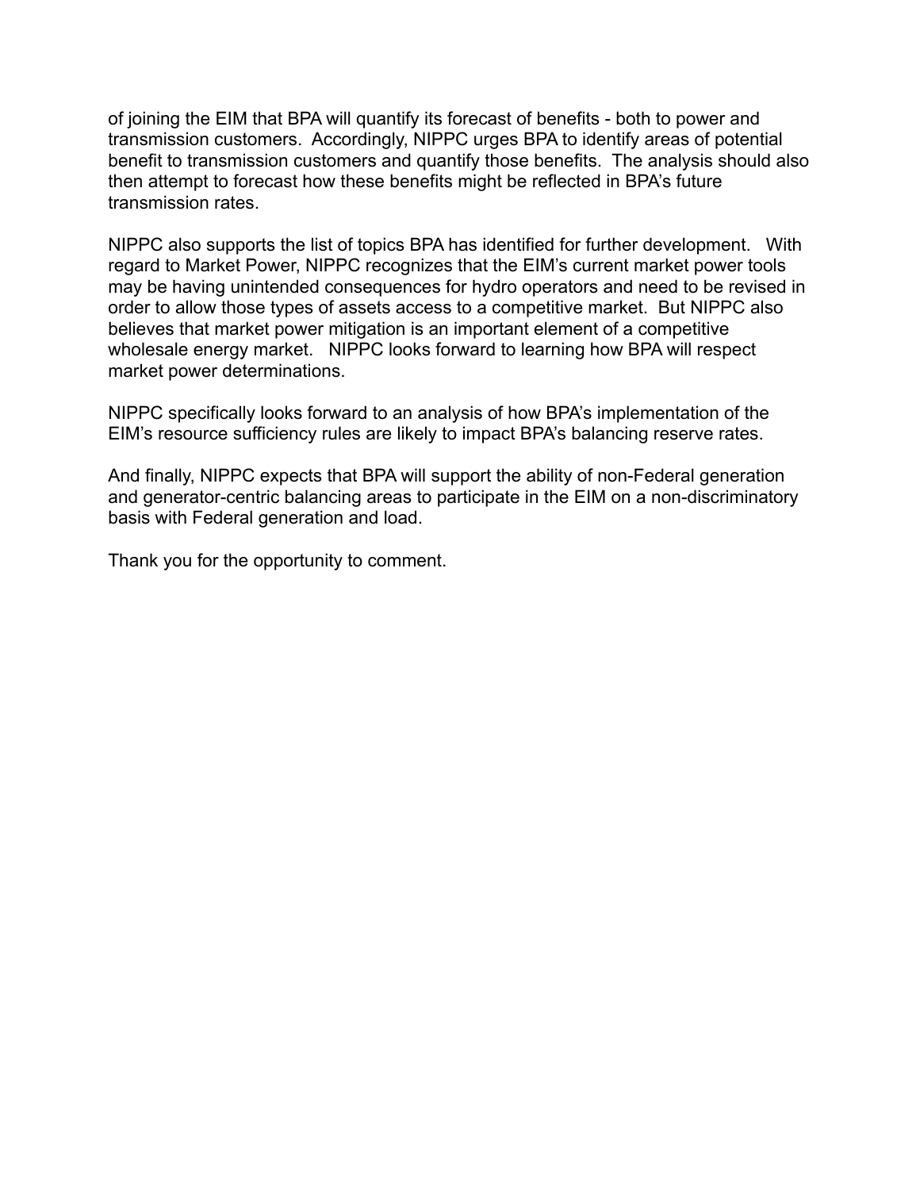of joining the EIM that BPA will quantify its forecast of benefits - both to power and transmission customers. Accordingly, NIPPC urges BPA to identify areas of potential benefit to transmission customers and quantify those benefits. The analysis should also then attempt to forecast how these benefits might be reflected in BPA's future transmission rates.

NIPPC also supports the list of topics BPA has identified for further development. With regard to Market Power, NIPPC recognizes that the EIM's current market power tools may be having unintended consequences for hydro operators and need to be revised in order to allow those types of assets access to a competitive market. But NIPPC also believes that market power mitigation is an important element of a competitive wholesale energy market. NIPPC looks forward to learning how BPA will respect market power determinations.

NIPPC specifically looks forward to an analysis of how BPA's implementation of the EIM's resource sufficiency rules are likely to impact BPA's balancing reserve rates.

And finally, NIPPC expects that BPA will support the ability of non-Federal generation and generator-centric balancing areas to participate in the EIM on a non-discriminatory basis with Federal generation and load.

Thank you for the opportunity to comment.